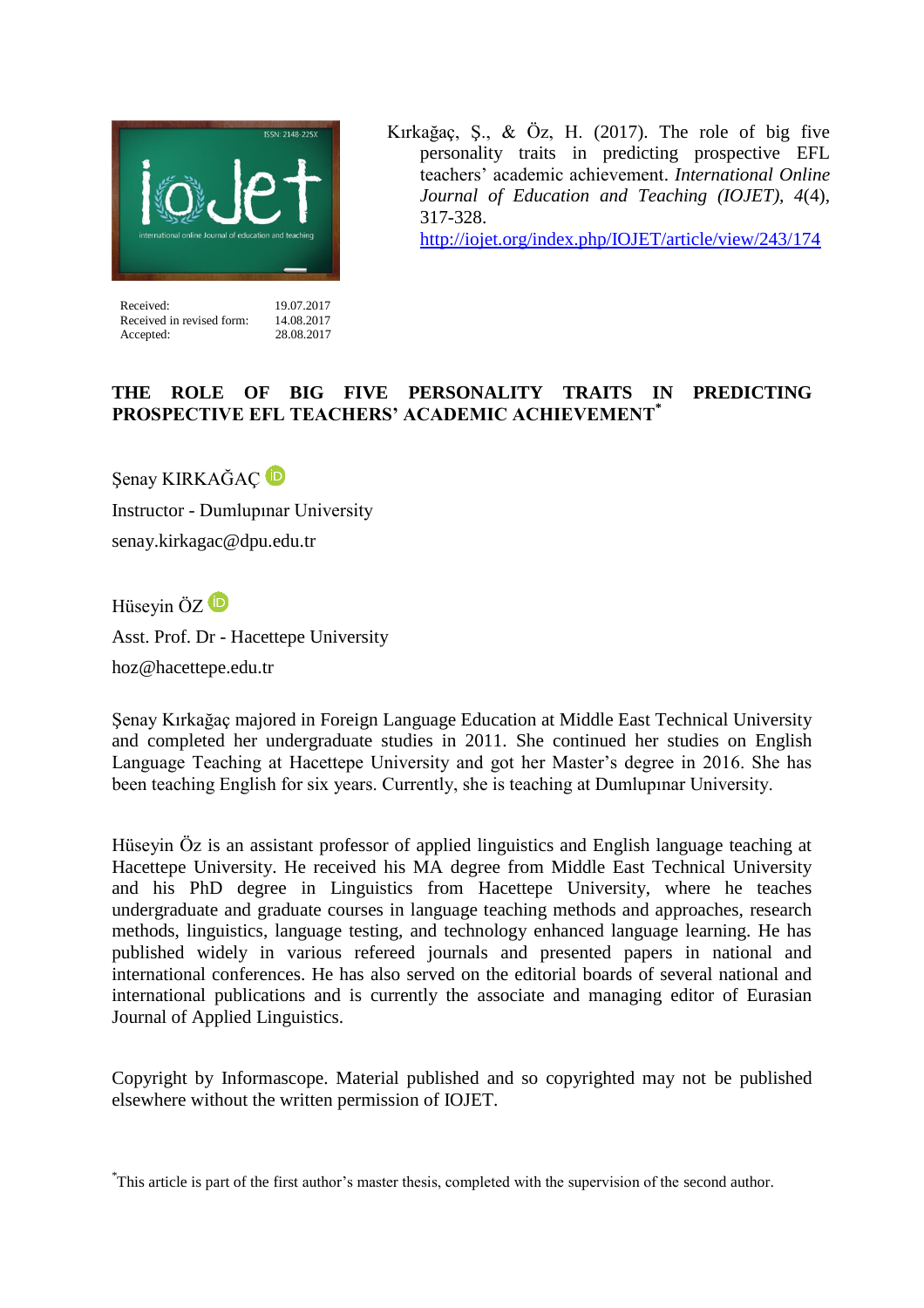Kırkağaç, Ş., & Öz, H. (2017). The role of big five personality traits in predicting prospective EFL teachers' academic achievement. *International Online Journal of Education and Teaching (IOJET), 4*(4), 317-328.
http://iojet.org/index.php/IOJET/article/view/243/174

| | |
|---|---|
| Received: | 19.07.2017 |
| Received in revised form: | 14.08.2017 |
| Accepted: | 28.08.2017 |

# THE ROLE OF BIG FIVE PERSONALITY TRAITS IN PREDICTING PROSPECTIVE EFL TEACHERS' ACADEMIC ACHIEVEMENT[*]

Şenay KIRKAĞAÇ

Instructor - Dumlupınar University

senay.kirkagac@dpu.edu.tr

Hüseyin ÖZ

Asst. Prof. Dr - Hacettepe University

hoz@hacettepe.edu.tr

Şenay Kırkağaç majored in Foreign Language Education at Middle East Technical University and completed her undergraduate studies in 2011. She continued her studies on English Language Teaching at Hacettepe University and got her Master's degree in 2016. She has been teaching English for six years. Currently, she is teaching at Dumlupınar University.

Hüseyin Öz is an assistant professor of applied linguistics and English language teaching at Hacettepe University. He received his MA degree from Middle East Technical University and his PhD degree in Linguistics from Hacettepe University, where he teaches undergraduate and graduate courses in language teaching methods and approaches, research methods, linguistics, language testing, and technology enhanced language learning. He has published widely in various refereed journals and presented papers in national and international conferences. He has also served on the editorial boards of several national and international publications and is currently the associate and managing editor of Eurasian Journal of Applied Linguistics.

Copyright by Informascope. Material published and so copyrighted may not be published elsewhere without the written permission of IOJET.

[*]This article is part of the first author's master thesis, completed with the supervision of the second author.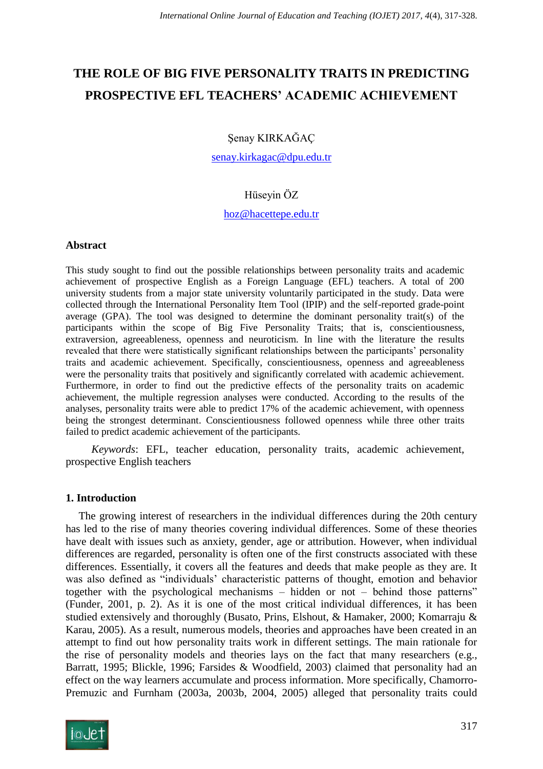# THE ROLE OF BIG FIVE PERSONALITY TRAITS IN PREDICTING PROSPECTIVE EFL TEACHERS' ACADEMIC ACHIEVEMENT

Şenay KIRKAĞAÇ

senay.kirkagac@dpu.edu.tr

Hüseyin ÖZ

hoz@hacettepe.edu.tr

## Abstract

This study sought to find out the possible relationships between personality traits and academic achievement of prospective English as a Foreign Language (EFL) teachers. A total of 200 university students from a major state university voluntarily participated in the study. Data were collected through the International Personality Item Tool (IPIP) and the self-reported grade-point average (GPA). The tool was designed to determine the dominant personality trait(s) of the participants within the scope of Big Five Personality Traits; that is, conscientiousness, extraversion, agreeableness, openness and neuroticism. In line with the literature the results revealed that there were statistically significant relationships between the participants' personality traits and academic achievement. Specifically, conscientiousness, openness and agreeableness were the personality traits that positively and significantly correlated with academic achievement. Furthermore, in order to find out the predictive effects of the personality traits on academic achievement, the multiple regression analyses were conducted. According to the results of the analyses, personality traits were able to predict 17% of the academic achievement, with openness being the strongest determinant. Conscientiousness followed openness while three other traits failed to predict academic achievement of the participants.

*Keywords*: EFL, teacher education, personality traits, academic achievement, prospective English teachers

## 1. Introduction

The growing interest of researchers in the individual differences during the 20th century has led to the rise of many theories covering individual differences. Some of these theories have dealt with issues such as anxiety, gender, age or attribution. However, when individual differences are regarded, personality is often one of the first constructs associated with these differences. Essentially, it covers all the features and deeds that make people as they are. It was also defined as "individuals' characteristic patterns of thought, emotion and behavior together with the psychological mechanisms – hidden or not – behind those patterns" (Funder, 2001, p. 2). As it is one of the most critical individual differences, it has been studied extensively and thoroughly (Busato, Prins, Elshout, & Hamaker, 2000; Komarraju & Karau, 2005). As a result, numerous models, theories and approaches have been created in an attempt to find out how personality traits work in different settings. The main rationale for the rise of personality models and theories lays on the fact that many researchers (e.g., Barratt, 1995; Blickle, 1996; Farsides & Woodfield, 2003) claimed that personality had an effect on the way learners accumulate and process information. More specifically, Chamorro-Premuzic and Furnham (2003a, 2003b, 2004, 2005) alleged that personality traits could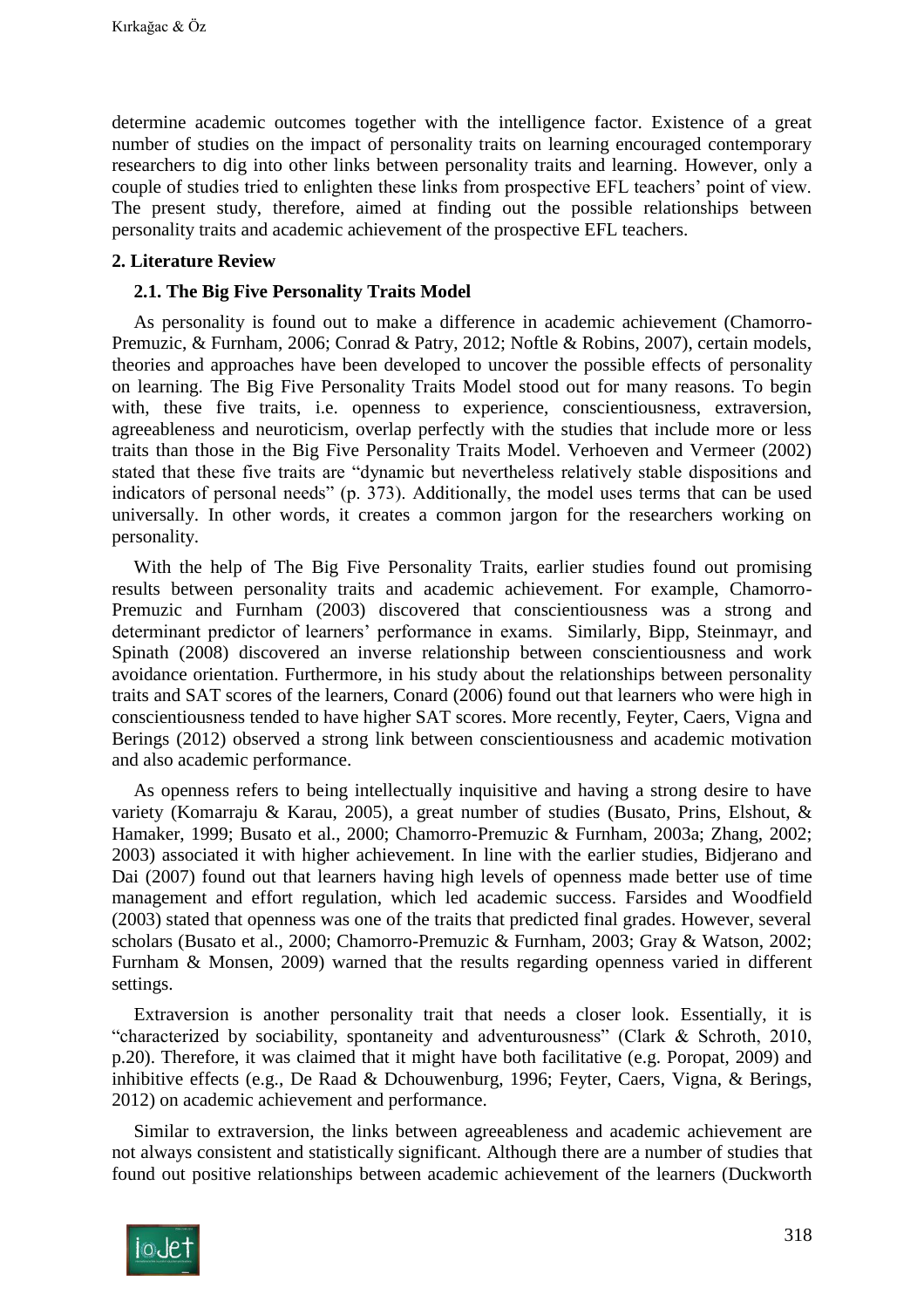determine academic outcomes together with the intelligence factor. Existence of a great number of studies on the impact of personality traits on learning encouraged contemporary researchers to dig into other links between personality traits and learning. However, only a couple of studies tried to enlighten these links from prospective EFL teachers' point of view. The present study, therefore, aimed at finding out the possible relationships between personality traits and academic achievement of the prospective EFL teachers.

## 2. Literature Review

### 2.1. The Big Five Personality Traits Model

As personality is found out to make a difference in academic achievement (Chamorro-Premuzic, & Furnham, 2006; Conrad & Patry, 2012; Noftle & Robins, 2007), certain models, theories and approaches have been developed to uncover the possible effects of personality on learning. The Big Five Personality Traits Model stood out for many reasons. To begin with, these five traits, i.e. openness to experience, conscientiousness, extraversion, agreeableness and neuroticism, overlap perfectly with the studies that include more or less traits than those in the Big Five Personality Traits Model. Verhoeven and Vermeer (2002) stated that these five traits are "dynamic but nevertheless relatively stable dispositions and indicators of personal needs" (p. 373). Additionally, the model uses terms that can be used universally. In other words, it creates a common jargon for the researchers working on personality.

With the help of The Big Five Personality Traits, earlier studies found out promising results between personality traits and academic achievement. For example, Chamorro-Premuzic and Furnham (2003) discovered that conscientiousness was a strong and determinant predictor of learners' performance in exams. Similarly, Bipp, Steinmayr, and Spinath (2008) discovered an inverse relationship between conscientiousness and work avoidance orientation. Furthermore, in his study about the relationships between personality traits and SAT scores of the learners, Conard (2006) found out that learners who were high in conscientiousness tended to have higher SAT scores. More recently, Feyter, Caers, Vigna and Berings (2012) observed a strong link between conscientiousness and academic motivation and also academic performance.

As openness refers to being intellectually inquisitive and having a strong desire to have variety (Komarraju & Karau, 2005), a great number of studies (Busato, Prins, Elshout, & Hamaker, 1999; Busato et al., 2000; Chamorro-Premuzic & Furnham, 2003a; Zhang, 2002; 2003) associated it with higher achievement. In line with the earlier studies, Bidjerano and Dai (2007) found out that learners having high levels of openness made better use of time management and effort regulation, which led academic success. Farsides and Woodfield (2003) stated that openness was one of the traits that predicted final grades. However, several scholars (Busato et al., 2000; Chamorro-Premuzic & Furnham, 2003; Gray & Watson, 2002; Furnham & Monsen, 2009) warned that the results regarding openness varied in different settings.

Extraversion is another personality trait that needs a closer look. Essentially, it is "characterized by sociability, spontaneity and adventurousness" (Clark & Schroth, 2010, p.20). Therefore, it was claimed that it might have both facilitative (e.g. Poropat, 2009) and inhibitive effects (e.g., De Raad & Dchouwenburg, 1996; Feyter, Caers, Vigna, & Berings, 2012) on academic achievement and performance.

Similar to extraversion, the links between agreeableness and academic achievement are not always consistent and statistically significant. Although there are a number of studies that found out positive relationships between academic achievement of the learners (Duckworth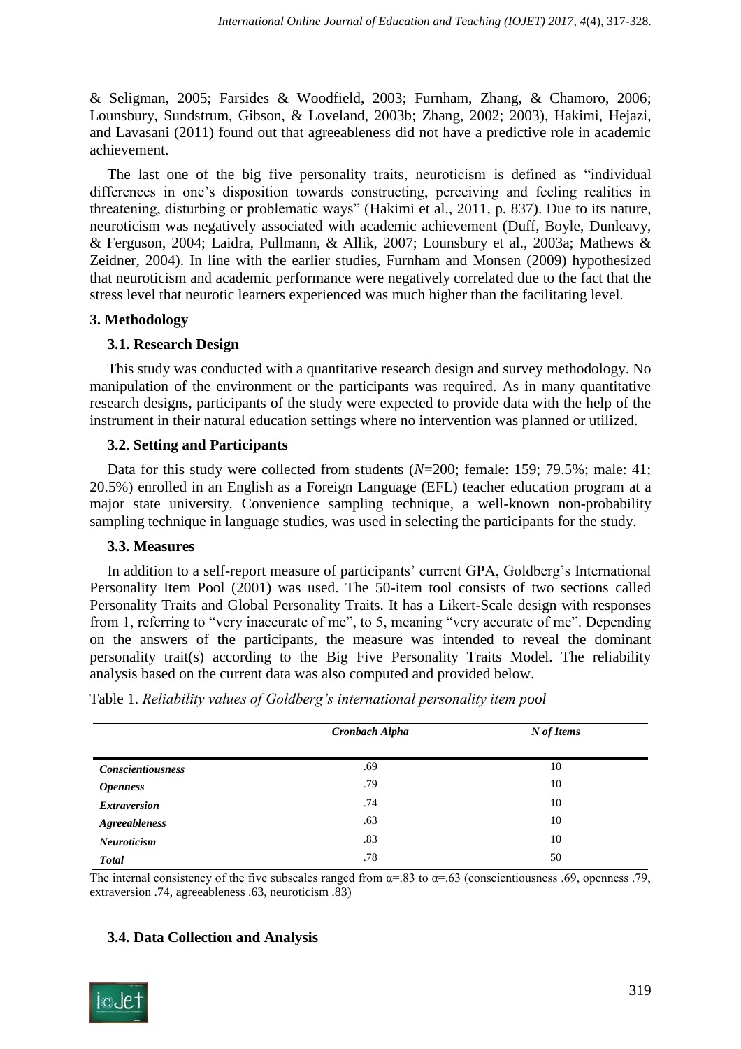& Seligman, 2005; Farsides & Woodfield, 2003; Furnham, Zhang, & Chamoro, 2006; Lounsbury, Sundstrum, Gibson, & Loveland, 2003b; Zhang, 2002; 2003), Hakimi, Hejazi, and Lavasani (2011) found out that agreeableness did not have a predictive role in academic achievement.

The last one of the big five personality traits, neuroticism is defined as "individual differences in one's disposition towards constructing, perceiving and feeling realities in threatening, disturbing or problematic ways" (Hakimi et al., 2011, p. 837). Due to its nature, neuroticism was negatively associated with academic achievement (Duff, Boyle, Dunleavy, & Ferguson, 2004; Laidra, Pullmann, & Allik, 2007; Lounsbury et al., 2003a; Mathews & Zeidner, 2004). In line with the earlier studies, Furnham and Monsen (2009) hypothesized that neuroticism and academic performance were negatively correlated due to the fact that the stress level that neurotic learners experienced was much higher than the facilitating level.

## 3. Methodology

### 3.1. Research Design

This study was conducted with a quantitative research design and survey methodology. No manipulation of the environment or the participants was required. As in many quantitative research designs, participants of the study were expected to provide data with the help of the instrument in their natural education settings where no intervention was planned or utilized.

### 3.2. Setting and Participants

Data for this study were collected from students (*N*=200; female: 159; 79.5%; male: 41; 20.5%) enrolled in an English as a Foreign Language (EFL) teacher education program at a major state university. Convenience sampling technique, a well-known non-probability sampling technique in language studies, was used in selecting the participants for the study.

### 3.3. Measures

In addition to a self-report measure of participants' current GPA, Goldberg's International Personality Item Pool (2001) was used. The 50-item tool consists of two sections called Personality Traits and Global Personality Traits. It has a Likert-Scale design with responses from 1, referring to "very inaccurate of me", to 5, meaning "very accurate of me". Depending on the answers of the participants, the measure was intended to reveal the dominant personality trait(s) according to the Big Five Personality Traits Model. The reliability analysis based on the current data was also computed and provided below.

Table 1. *Reliability values of Goldberg's international personality item pool*

| | *Cronbach Alpha* | *N of Items* |
|---|---|---|
| ***Conscientiousness*** | .69 | 10 |
| ***Openness*** | .79 | 10 |
| ***Extraversion*** | .74 | 10 |
| ***Agreeableness*** | .63 | 10 |
| ***Neuroticism*** | .83 | 10 |
| ***Total*** | .78 | 50 |

The internal consistency of the five subscales ranged from $\alpha$=.83 to $\alpha$=.63 (conscientiousness .69, openness .79, extraversion .74, agreeableness .63, neuroticism .83)

### 3.4. Data Collection and Analysis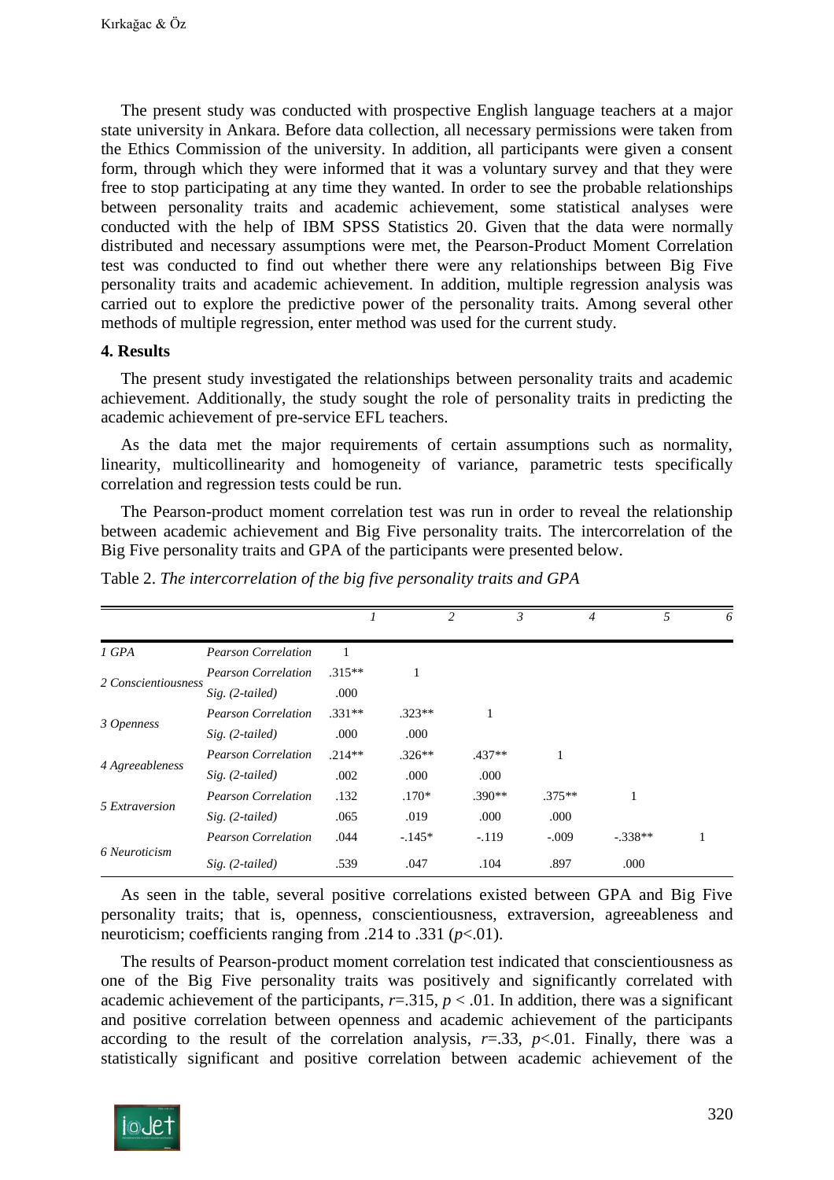The present study was conducted with prospective English language teachers at a major state university in Ankara. Before data collection, all necessary permissions were taken from the Ethics Commission of the university. In addition, all participants were given a consent form, through which they were informed that it was a voluntary survey and that they were free to stop participating at any time they wanted. In order to see the probable relationships between personality traits and academic achievement, some statistical analyses were conducted with the help of IBM SPSS Statistics 20. Given that the data were normally distributed and necessary assumptions were met, the Pearson-Product Moment Correlation test was conducted to find out whether there were any relationships between Big Five personality traits and academic achievement. In addition, multiple regression analysis was carried out to explore the predictive power of the personality traits. Among several other methods of multiple regression, enter method was used for the current study.

### 4. Results

The present study investigated the relationships between personality traits and academic achievement. Additionally, the study sought the role of personality traits in predicting the academic achievement of pre-service EFL teachers.

As the data met the major requirements of certain assumptions such as normality, linearity, multicollinearity and homogeneity of variance, parametric tests specifically correlation and regression tests could be run.

The Pearson-product moment correlation test was run in order to reveal the relationship between academic achievement and Big Five personality traits. The intercorrelation of the Big Five personality traits and GPA of the participants were presented below.

Table 2. *The intercorrelation of the big five personality traits and GPA*

| | | *1* | *2* | *3* | *4* | *5* | *6* |
|---|---|---|---|---|---|---|---|
| *1 GPA* | *Pearson Correlation* | 1 | | | | | |
| *2 Conscientiousness* | *Pearson Correlation* | .315** | 1 | | | | |
| | *Sig. (2-tailed)* | .000 | | | | | |
| *3 Openness* | *Pearson Correlation* | .331** | .323** | 1 | | | |
| | *Sig. (2-tailed)* | .000 | .000 | | | | |
| *4 Agreeableness* | *Pearson Correlation* | .214** | .326** | .437** | 1 | | |
| | *Sig. (2-tailed)* | .002 | .000 | .000 | | | |
| *5 Extraversion* | *Pearson Correlation* | .132 | .170* | .390** | .375** | 1 | |
| | *Sig. (2-tailed)* | .065 | .019 | .000 | .000 | | |
| *6 Neuroticism* | *Pearson Correlation* | .044 | -.145* | -.119 | -.009 | -.338** | 1 |
| | *Sig. (2-tailed)* | .539 | .047 | .104 | .897 | .000 | |

As seen in the table, several positive correlations existed between GPA and Big Five personality traits; that is, openness, conscientiousness, extraversion, agreeableness and neuroticism; coefficients ranging from .214 to .331 ($p$<.01).

The results of Pearson-product moment correlation test indicated that conscientiousness as one of the Big Five personality traits was positively and significantly correlated with academic achievement of the participants, $r$=.315, $p$ < .01. In addition, there was a significant and positive correlation between openness and academic achievement of the participants according to the result of the correlation analysis, $r$=.33, $p$<.01. Finally, there was a statistically significant and positive correlation between academic achievement of the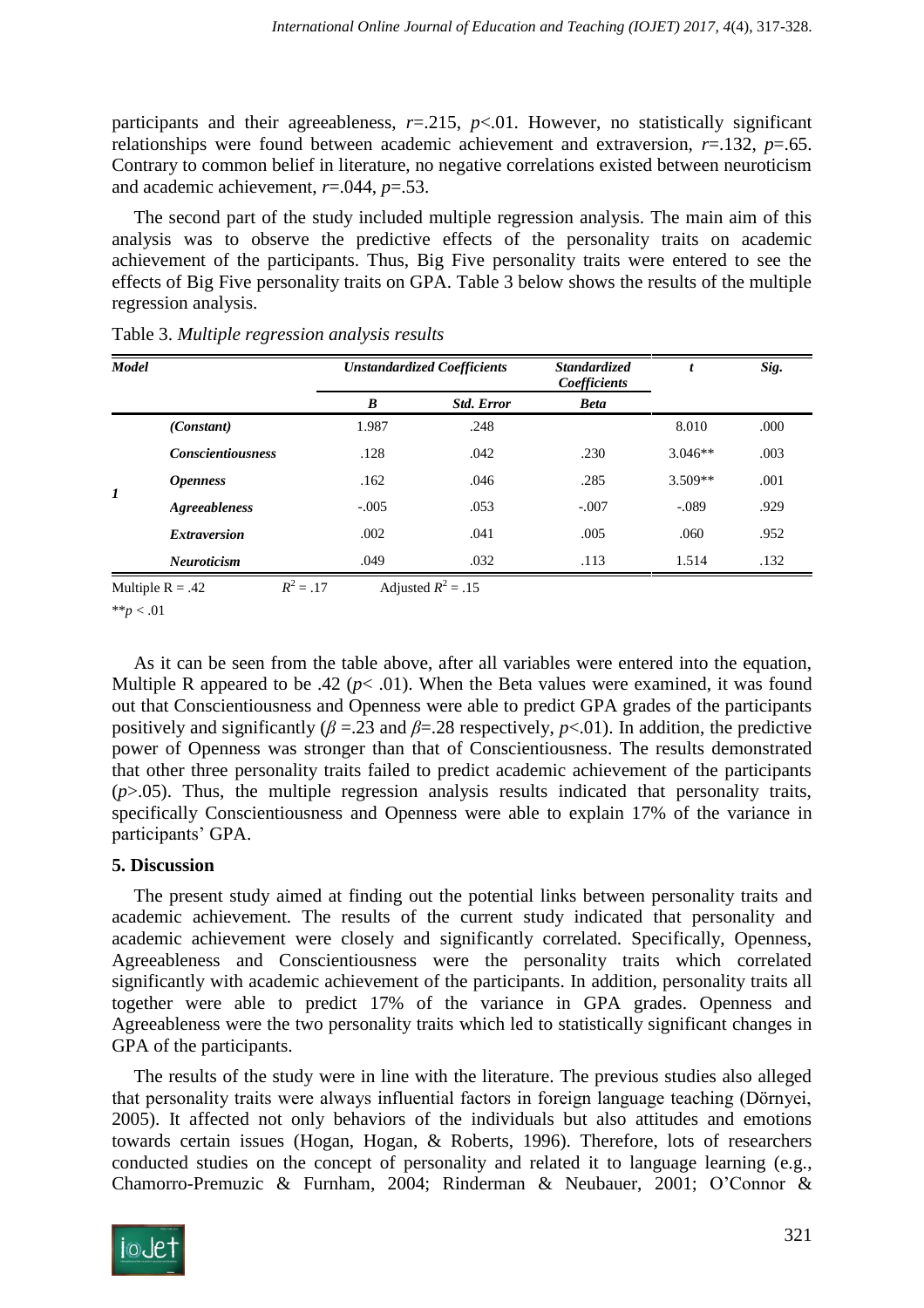participants and their agreeableness, $r$=.215, $p$<.01. However, no statistically significant relationships were found between academic achievement and extraversion, $r$=.132, $p$=.65. Contrary to common belief in literature, no negative correlations existed between neuroticism and academic achievement, $r$=.044, $p$=.53.

The second part of the study included multiple regression analysis. The main aim of this analysis was to observe the predictive effects of the personality traits on academic achievement of the participants. Thus, Big Five personality traits were entered to see the effects of Big Five personality traits on GPA. Table 3 below shows the results of the multiple regression analysis.

Table 3. *Multiple regression analysis results*

| ***Model*** | | ***Unstandardized Coefficients*** | | ***Standardized Coefficients*** | ***t*** | ***Sig.*** |
|---|---|---|---|---|---|---|
| | | ***B*** | ***Std. Error*** | ***Beta*** | | |
| ***1*** | ***(Constant)*** | 1.987 | .248 | | 8.010 | .000 |
| | ***Conscientiousness*** | .128 | .042 | .230 | 3.046** | .003 |
| | ***Openness*** | .162 | .046 | .285 | 3.509** | .001 |
| | ***Agreeableness*** | -.005 | .053 | -.007 | -.089 | .929 |
| | ***Extraversion*** | .002 | .041 | .005 | .060 | .952 |
| | ***Neuroticism*** | .049 | .032 | .113 | 1.514 | .132 |

Multiple R = .42 $R^2$ = .17 Adjusted $R^2$ = .15

**$p$ < .01

As it can be seen from the table above, after all variables were entered into the equation, Multiple R appeared to be .42 ($p$< .01). When the Beta values were examined, it was found out that Conscientiousness and Openness were able to predict GPA grades of the participants positively and significantly ($\beta$ =.23 and $\beta$=.28 respectively, $p$<.01). In addition, the predictive power of Openness was stronger than that of Conscientiousness. The results demonstrated that other three personality traits failed to predict academic achievement of the participants ($p$>.05). Thus, the multiple regression analysis results indicated that personality traits, specifically Conscientiousness and Openness were able to explain 17% of the variance in participants' GPA.

## 5. Discussion

The present study aimed at finding out the potential links between personality traits and academic achievement. The results of the current study indicated that personality and academic achievement were closely and significantly correlated. Specifically, Openness, Agreeableness and Conscientiousness were the personality traits which correlated significantly with academic achievement of the participants. In addition, personality traits all together were able to predict 17% of the variance in GPA grades. Openness and Agreeableness were the two personality traits which led to statistically significant changes in GPA of the participants.

The results of the study were in line with the literature. The previous studies also alleged that personality traits were always influential factors in foreign language teaching (Dörnyei, 2005). It affected not only behaviors of the individuals but also attitudes and emotions towards certain issues (Hogan, Hogan, & Roberts, 1996). Therefore, lots of researchers conducted studies on the concept of personality and related it to language learning (e.g., Chamorro-Premuzic & Furnham, 2004; Rinderman & Neubauer, 2001; O'Connor &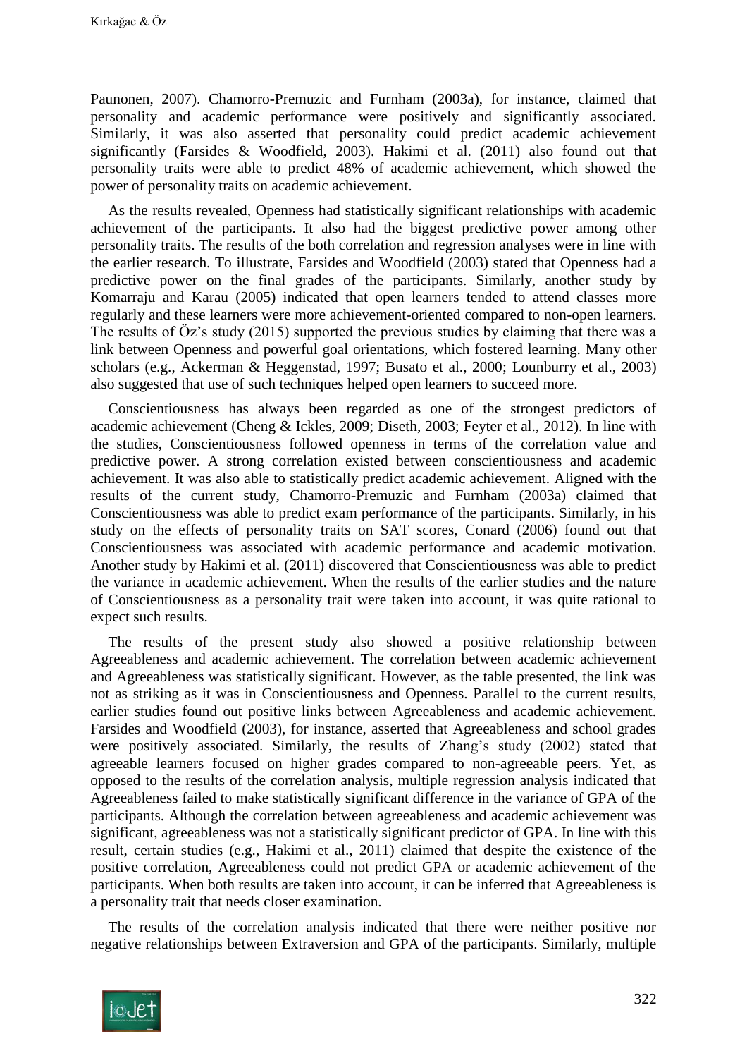Paunonen, 2007). Chamorro-Premuzic and Furnham (2003a), for instance, claimed that personality and academic performance were positively and significantly associated. Similarly, it was also asserted that personality could predict academic achievement significantly (Farsides & Woodfield, 2003). Hakimi et al. (2011) also found out that personality traits were able to predict 48% of academic achievement, which showed the power of personality traits on academic achievement.

As the results revealed, Openness had statistically significant relationships with academic achievement of the participants. It also had the biggest predictive power among other personality traits. The results of the both correlation and regression analyses were in line with the earlier research. To illustrate, Farsides and Woodfield (2003) stated that Openness had a predictive power on the final grades of the participants. Similarly, another study by Komarraju and Karau (2005) indicated that open learners tended to attend classes more regularly and these learners were more achievement-oriented compared to non-open learners. The results of Öz's study (2015) supported the previous studies by claiming that there was a link between Openness and powerful goal orientations, which fostered learning. Many other scholars (e.g., Ackerman & Heggenstad, 1997; Busato et al., 2000; Lounburry et al., 2003) also suggested that use of such techniques helped open learners to succeed more.

Conscientiousness has always been regarded as one of the strongest predictors of academic achievement (Cheng & Ickles, 2009; Diseth, 2003; Feyter et al., 2012). In line with the studies, Conscientiousness followed openness in terms of the correlation value and predictive power. A strong correlation existed between conscientiousness and academic achievement. It was also able to statistically predict academic achievement. Aligned with the results of the current study, Chamorro-Premuzic and Furnham (2003a) claimed that Conscientiousness was able to predict exam performance of the participants. Similarly, in his study on the effects of personality traits on SAT scores, Conard (2006) found out that Conscientiousness was associated with academic performance and academic motivation. Another study by Hakimi et al. (2011) discovered that Conscientiousness was able to predict the variance in academic achievement. When the results of the earlier studies and the nature of Conscientiousness as a personality trait were taken into account, it was quite rational to expect such results.

The results of the present study also showed a positive relationship between Agreeableness and academic achievement. The correlation between academic achievement and Agreeableness was statistically significant. However, as the table presented, the link was not as striking as it was in Conscientiousness and Openness. Parallel to the current results, earlier studies found out positive links between Agreeableness and academic achievement. Farsides and Woodfield (2003), for instance, asserted that Agreeableness and school grades were positively associated. Similarly, the results of Zhang's study (2002) stated that agreeable learners focused on higher grades compared to non-agreeable peers. Yet, as opposed to the results of the correlation analysis, multiple regression analysis indicated that Agreeableness failed to make statistically significant difference in the variance of GPA of the participants. Although the correlation between agreeableness and academic achievement was significant, agreeableness was not a statistically significant predictor of GPA. In line with this result, certain studies (e.g., Hakimi et al., 2011) claimed that despite the existence of the positive correlation, Agreeableness could not predict GPA or academic achievement of the participants. When both results are taken into account, it can be inferred that Agreeableness is a personality trait that needs closer examination.

The results of the correlation analysis indicated that there were neither positive nor negative relationships between Extraversion and GPA of the participants. Similarly, multiple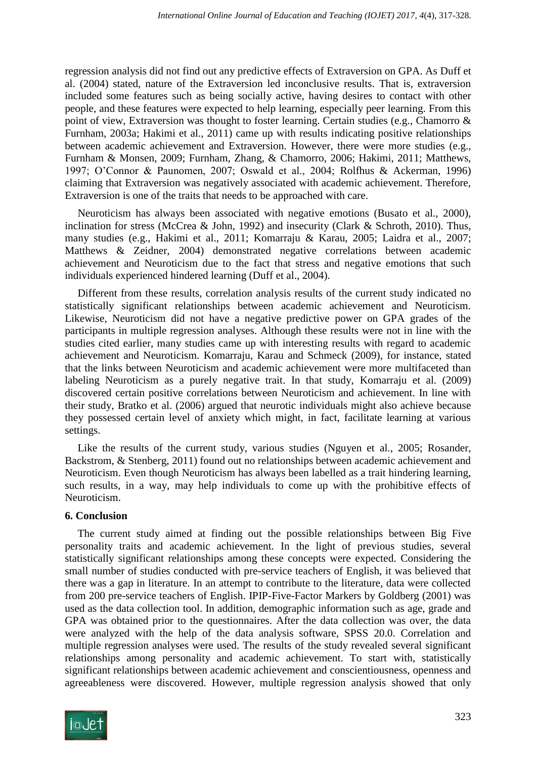regression analysis did not find out any predictive effects of Extraversion on GPA. As Duff et al. (2004) stated, nature of the Extraversion led inconclusive results. That is, extraversion included some features such as being socially active, having desires to contact with other people, and these features were expected to help learning, especially peer learning. From this point of view, Extraversion was thought to foster learning. Certain studies (e.g., Chamorro & Furnham, 2003a; Hakimi et al., 2011) came up with results indicating positive relationships between academic achievement and Extraversion. However, there were more studies (e.g., Furnham & Monsen, 2009; Furnham, Zhang, & Chamorro, 2006; Hakimi, 2011; Matthews, 1997; O'Connor & Paunomen, 2007; Oswald et al., 2004; Rolfhus & Ackerman, 1996) claiming that Extraversion was negatively associated with academic achievement. Therefore, Extraversion is one of the traits that needs to be approached with care.

Neuroticism has always been associated with negative emotions (Busato et al., 2000), inclination for stress (McCrea & John, 1992) and insecurity (Clark & Schroth, 2010). Thus, many studies (e.g., Hakimi et al., 2011; Komarraju & Karau, 2005; Laidra et al., 2007; Matthews & Zeidner, 2004) demonstrated negative correlations between academic achievement and Neuroticism due to the fact that stress and negative emotions that such individuals experienced hindered learning (Duff et al., 2004).

Different from these results, correlation analysis results of the current study indicated no statistically significant relationships between academic achievement and Neuroticism. Likewise, Neuroticism did not have a negative predictive power on GPA grades of the participants in multiple regression analyses. Although these results were not in line with the studies cited earlier, many studies came up with interesting results with regard to academic achievement and Neuroticism. Komarraju, Karau and Schmeck (2009), for instance, stated that the links between Neuroticism and academic achievement were more multifaceted than labeling Neuroticism as a purely negative trait. In that study, Komarraju et al. (2009) discovered certain positive correlations between Neuroticism and achievement. In line with their study, Bratko et al. (2006) argued that neurotic individuals might also achieve because they possessed certain level of anxiety which might, in fact, facilitate learning at various settings.

Like the results of the current study, various studies (Nguyen et al., 2005; Rosander, Backstrom, & Stenberg, 2011) found out no relationships between academic achievement and Neuroticism. Even though Neuroticism has always been labelled as a trait hindering learning, such results, in a way, may help individuals to come up with the prohibitive effects of Neuroticism.

## 6. Conclusion

The current study aimed at finding out the possible relationships between Big Five personality traits and academic achievement. In the light of previous studies, several statistically significant relationships among these concepts were expected. Considering the small number of studies conducted with pre-service teachers of English, it was believed that there was a gap in literature. In an attempt to contribute to the literature, data were collected from 200 pre-service teachers of English. IPIP-Five-Factor Markers by Goldberg (2001) was used as the data collection tool. In addition, demographic information such as age, grade and GPA was obtained prior to the questionnaires. After the data collection was over, the data were analyzed with the help of the data analysis software, SPSS 20.0. Correlation and multiple regression analyses were used. The results of the study revealed several significant relationships among personality and academic achievement. To start with, statistically significant relationships between academic achievement and conscientiousness, openness and agreeableness were discovered. However, multiple regression analysis showed that only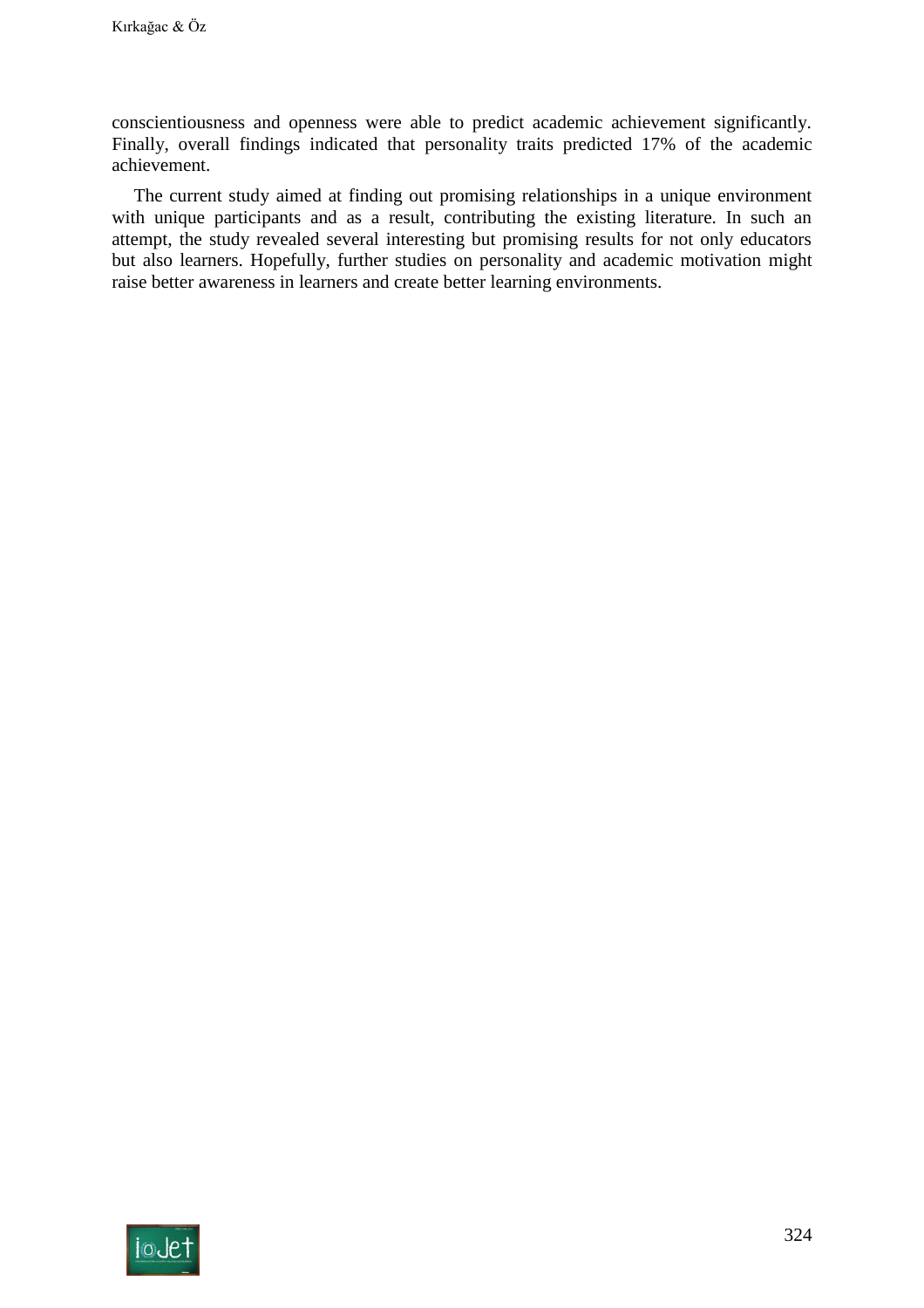conscientiousness and openness were able to predict academic achievement significantly. Finally, overall findings indicated that personality traits predicted 17% of the academic achievement.

The current study aimed at finding out promising relationships in a unique environment with unique participants and as a result, contributing the existing literature. In such an attempt, the study revealed several interesting but promising results for not only educators but also learners. Hopefully, further studies on personality and academic motivation might raise better awareness in learners and create better learning environments.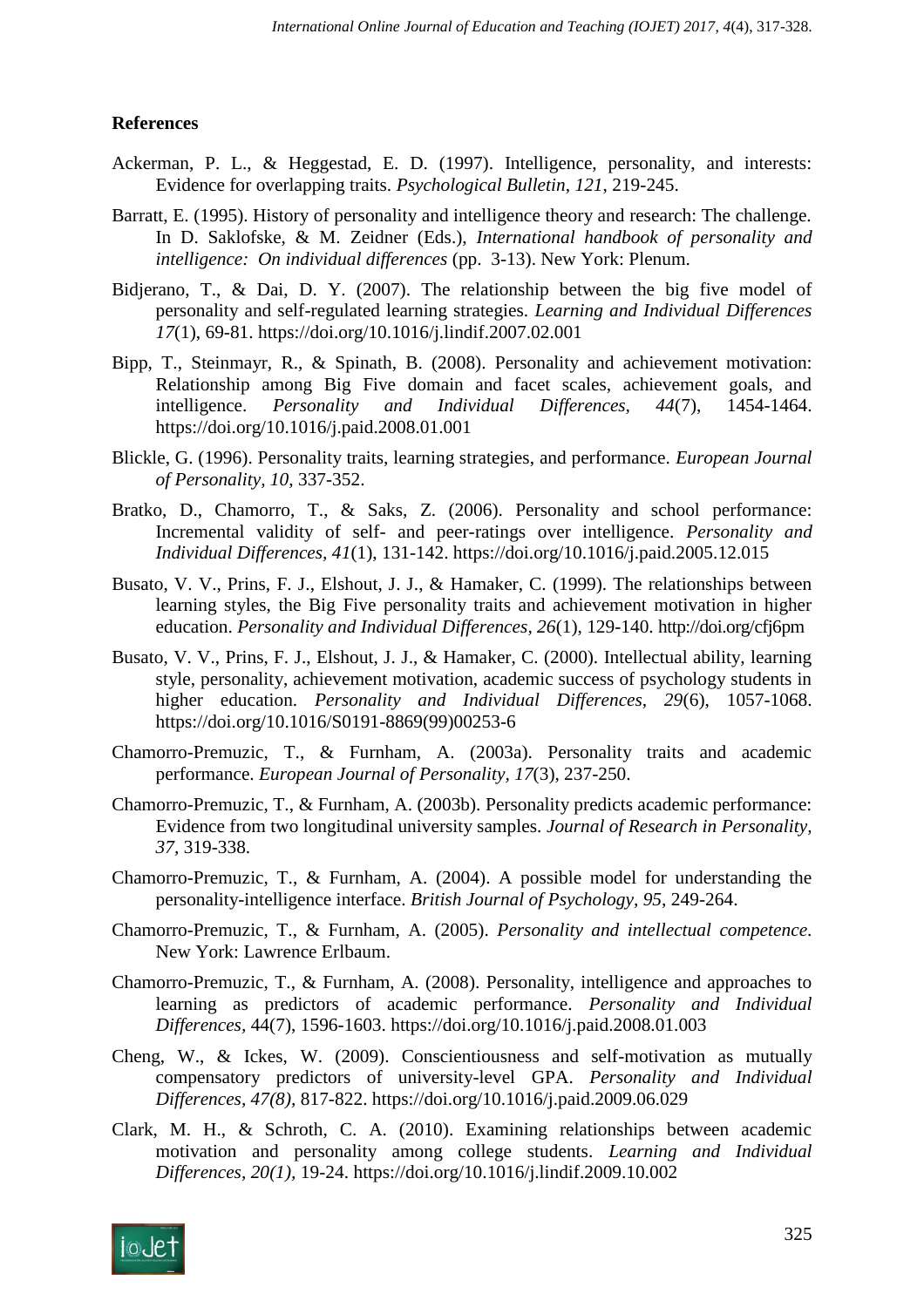## References

Ackerman, P. L., & Heggestad, E. D. (1997). Intelligence, personality, and interests: Evidence for overlapping traits. *Psychological Bulletin*, *121*, 219-245.

Barratt, E. (1995). History of personality and intelligence theory and research: The challenge. In D. Saklofske, & M. Zeidner (Eds.), *International handbook of personality and intelligence: On individual differences* (pp. 3-13). New York: Plenum.

Bidjerano, T., & Dai, D. Y. (2007). The relationship between the big five model of personality and self-regulated learning strategies. *Learning and Individual Differences 17*(1), 69-81. https://doi.org/10.1016/j.lindif.2007.02.001

Bipp, T., Steinmayr, R., & Spinath, B. (2008). Personality and achievement motivation: Relationship among Big Five domain and facet scales, achievement goals, and intelligence. *Personality and Individual Differences*, *44*(7), 1454-1464. https://doi.org/10.1016/j.paid.2008.01.001

Blickle, G. (1996). Personality traits, learning strategies, and performance. *European Journal of Personality, 10*, 337-352.

Bratko, D., Chamorro, T., & Saks, Z. (2006). Personality and school performance: Incremental validity of self- and peer-ratings over intelligence. *Personality and Individual Differences, 41*(1), 131-142. https://doi.org/10.1016/j.paid.2005.12.015

Busato, V. V., Prins, F. J., Elshout, J. J., & Hamaker, C. (1999). The relationships between learning styles, the Big Five personality traits and achievement motivation in higher education. *Personality and Individual Differences, 26*(1), 129-140. http://doi.org/cfj6pm

Busato, V. V., Prins, F. J., Elshout, J. J., & Hamaker, C. (2000). Intellectual ability, learning style, personality, achievement motivation, academic success of psychology students in higher education. *Personality and Individual Differences, 29*(6), 1057-1068. https://doi.org/10.1016/S0191-8869(99)00253-6

Chamorro-Premuzic, T., & Furnham, A. (2003a). Personality traits and academic performance. *European Journal of Personality, 17*(3), 237-250.

Chamorro-Premuzic, T., & Furnham, A. (2003b). Personality predicts academic performance: Evidence from two longitudinal university samples. *Journal of Research in Personality, 37*, 319-338.

Chamorro-Premuzic, T., & Furnham, A. (2004). A possible model for understanding the personality-intelligence interface. *British Journal of Psychology, 95*, 249-264.

Chamorro-Premuzic, T., & Furnham, A. (2005). *Personality and intellectual competence*. New York: Lawrence Erlbaum.

Chamorro-Premuzic, T., & Furnham, A. (2008). Personality, intelligence and approaches to learning as predictors of academic performance. *Personality and Individual Differences*, 44(7), 1596-1603. https://doi.org/10.1016/j.paid.2008.01.003

Cheng, W., & Ickes, W. (2009). Conscientiousness and self-motivation as mutually compensatory predictors of university-level GPA. *Personality and Individual Differences, 47(8)*, 817-822. https://doi.org/10.1016/j.paid.2009.06.029

Clark, M. H., & Schroth, C. A. (2010). Examining relationships between academic motivation and personality among college students. *Learning and Individual Differences, 20(1)*, 19-24. https://doi.org/10.1016/j.lindif.2009.10.002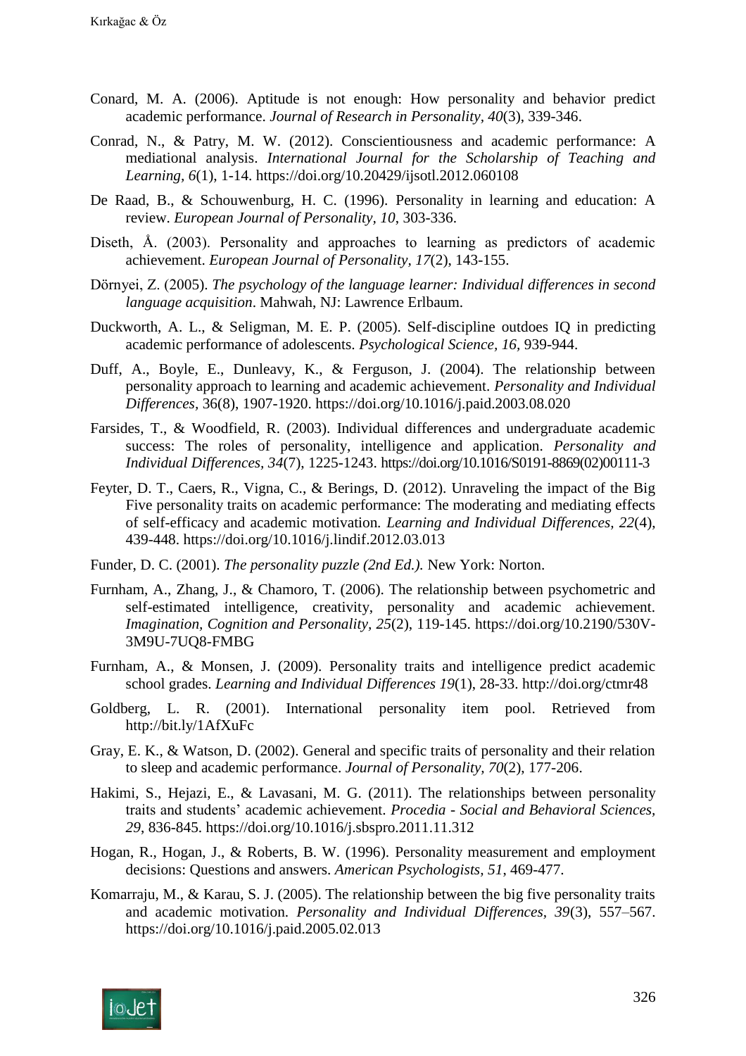Conard, M. A. (2006). Aptitude is not enough: How personality and behavior predict academic performance. *Journal of Research in Personality, 40*(3), 339-346.

Conrad, N., & Patry, M. W. (2012). Conscientiousness and academic performance: A mediational analysis. *International Journal for the Scholarship of Teaching and Learning, 6*(1), 1-14. https://doi.org/10.20429/ijsotl.2012.060108

De Raad, B., & Schouwenburg, H. C. (1996). Personality in learning and education: A review. *European Journal of Personality, 10*, 303-336.

Diseth, Å. (2003). Personality and approaches to learning as predictors of academic achievement. *European Journal of Personality, 17*(2), 143-155.

Dörnyei, Z. (2005). *The psychology of the language learner: Individual differences in second language acquisition*. Mahwah, NJ: Lawrence Erlbaum.

Duckworth, A. L., & Seligman, M. E. P. (2005). Self-discipline outdoes IQ in predicting academic performance of adolescents. *Psychological Science, 16,* 939-944.

Duff, A., Boyle, E., Dunleavy, K., & Ferguson, J. (2004). The relationship between personality approach to learning and academic achievement. *Personality and Individual Differences,* 36(8), 1907-1920. https://doi.org/10.1016/j.paid.2003.08.020

Farsides, T., & Woodfield, R. (2003). Individual differences and undergraduate academic success: The roles of personality, intelligence and application. *Personality and Individual Differences, 34*(7), 1225-1243. https://doi.org/10.1016/S0191-8869(02)00111-3

Feyter, D. T., Caers, R., Vigna, C., & Berings, D. (2012). Unraveling the impact of the Big Five personality traits on academic performance: The moderating and mediating effects of self-efficacy and academic motivation. *Learning and Individual Differences, 22*(4), 439-448. https://doi.org/10.1016/j.lindif.2012.03.013

Funder, D. C. (2001). *The personality puzzle (2nd Ed.).* New York: Norton.

Furnham, A., Zhang, J., & Chamoro, T. (2006). The relationship between psychometric and self-estimated intelligence, creativity, personality and academic achievement. *Imagination, Cognition and Personality, 25*(2), 119-145. https://doi.org/10.2190/530V-3M9U-7UQ8-FMBG

Furnham, A., & Monsen, J. (2009). Personality traits and intelligence predict academic school grades. *Learning and Individual Differences 19*(1), 28-33. http://doi.org/ctmr48

Goldberg, L. R. (2001). International personality item pool. Retrieved from http://bit.ly/1AfXuFc

Gray, E. K., & Watson, D. (2002). General and specific traits of personality and their relation to sleep and academic performance. *Journal of Personality, 70*(2), 177-206.

Hakimi, S., Hejazi, E., & Lavasani, M. G. (2011). The relationships between personality traits and students' academic achievement. *Procedia - Social and Behavioral Sciences, 29*, 836-845. https://doi.org/10.1016/j.sbspro.2011.11.312

Hogan, R., Hogan, J., & Roberts, B. W. (1996). Personality measurement and employment decisions: Questions and answers. *American Psychologists, 51*, 469-477.

Komarraju, M., & Karau, S. J. (2005). The relationship between the big five personality traits and academic motivation. *Personality and Individual Differences, 39*(3), 557–567. https://doi.org/10.1016/j.paid.2005.02.013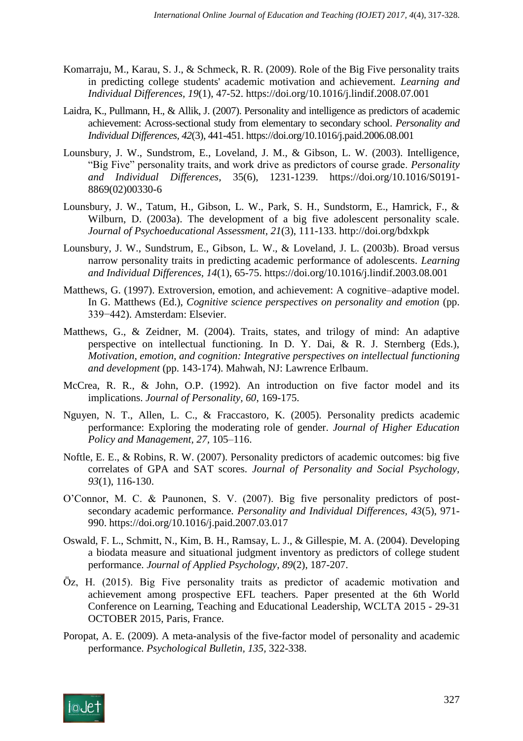Komarraju, M., Karau, S. J., & Schmeck, R. R. (2009). Role of the Big Five personality traits in predicting college students' academic motivation and achievement. *Learning and Individual Differences, 19*(1), 47-52. https://doi.org/10.1016/j.lindif.2008.07.001

Laidra, K., Pullmann, H., & Allik, J. (2007). Personality and intelligence as predictors of academic achievement: Across-sectional study from elementary to secondary school. *Personality and Individual Differences, 42*(3), 441-451. https://doi.org/10.1016/j.paid.2006.08.001

Lounsbury, J. W., Sundstrom, E., Loveland, J. M., & Gibson, L. W. (2003). Intelligence, "Big Five" personality traits, and work drive as predictors of course grade. *Personality and Individual Differences*, 35(6), 1231-1239. https://doi.org/10.1016/S0191-8869(02)00330-6

Lounsbury, J. W., Tatum, H., Gibson, L. W., Park, S. H., Sundstorm, E., Hamrick, F., & Wilburn, D. (2003a). The development of a big five adolescent personality scale. *Journal of Psychoeducational Assessment, 21*(3), 111-133. http://doi.org/bdxkpk

Lounsbury, J. W., Sundstrum, E., Gibson, L. W., & Loveland, J. L. (2003b). Broad versus narrow personality traits in predicting academic performance of adolescents. *Learning and Individual Differences, 14*(1), 65-75. https://doi.org/10.1016/j.lindif.2003.08.001

Matthews, G. (1997). Extroversion, emotion, and achievement: A cognitive–adaptive model. In G. Matthews (Ed.), *Cognitive science perspectives on personality and emotion* (pp. 339−442). Amsterdam: Elsevier.

Matthews, G., & Zeidner, M. (2004). Traits, states, and trilogy of mind: An adaptive perspective on intellectual functioning. In D. Y. Dai, & R. J. Sternberg (Eds.), *Motivation, emotion, and cognition: Integrative perspectives on intellectual functioning and development* (pp. 143-174). Mahwah, NJ: Lawrence Erlbaum.

McCrea, R. R., & John, O.P. (1992). An introduction on five factor model and its implications. *Journal of Personality, 60*, 169-175.

Nguyen, N. T., Allen, L. C., & Fraccastoro, K. (2005). Personality predicts academic performance: Exploring the moderating role of gender. *Journal of Higher Education Policy and Management, 27*, 105–116.

Noftle, E. E., & Robins, R. W. (2007). Personality predictors of academic outcomes: big five correlates of GPA and SAT scores. *Journal of Personality and Social Psychology, 93*(1), 116-130.

O'Connor, M. C. & Paunonen, S. V. (2007). Big five personality predictors of post-secondary academic performance. *Personality and Individual Differences, 43*(5), 971-990. https://doi.org/10.1016/j.paid.2007.03.017

Oswald, F. L., Schmitt, N., Kim, B. H., Ramsay, L. J., & Gillespie, M. A. (2004). Developing a biodata measure and situational judgment inventory as predictors of college student performance. *Journal of Applied Psychology, 89*(2), 187-207.

Öz, H. (2015). Big Five personality traits as predictor of academic motivation and achievement among prospective EFL teachers. Paper presented at the 6th World Conference on Learning, Teaching and Educational Leadership, WCLTA 2015 - 29-31 OCTOBER 2015, Paris, France.

Poropat, A. E. (2009). A meta-analysis of the five-factor model of personality and academic performance. *Psychological Bulletin, 135*, 322-338.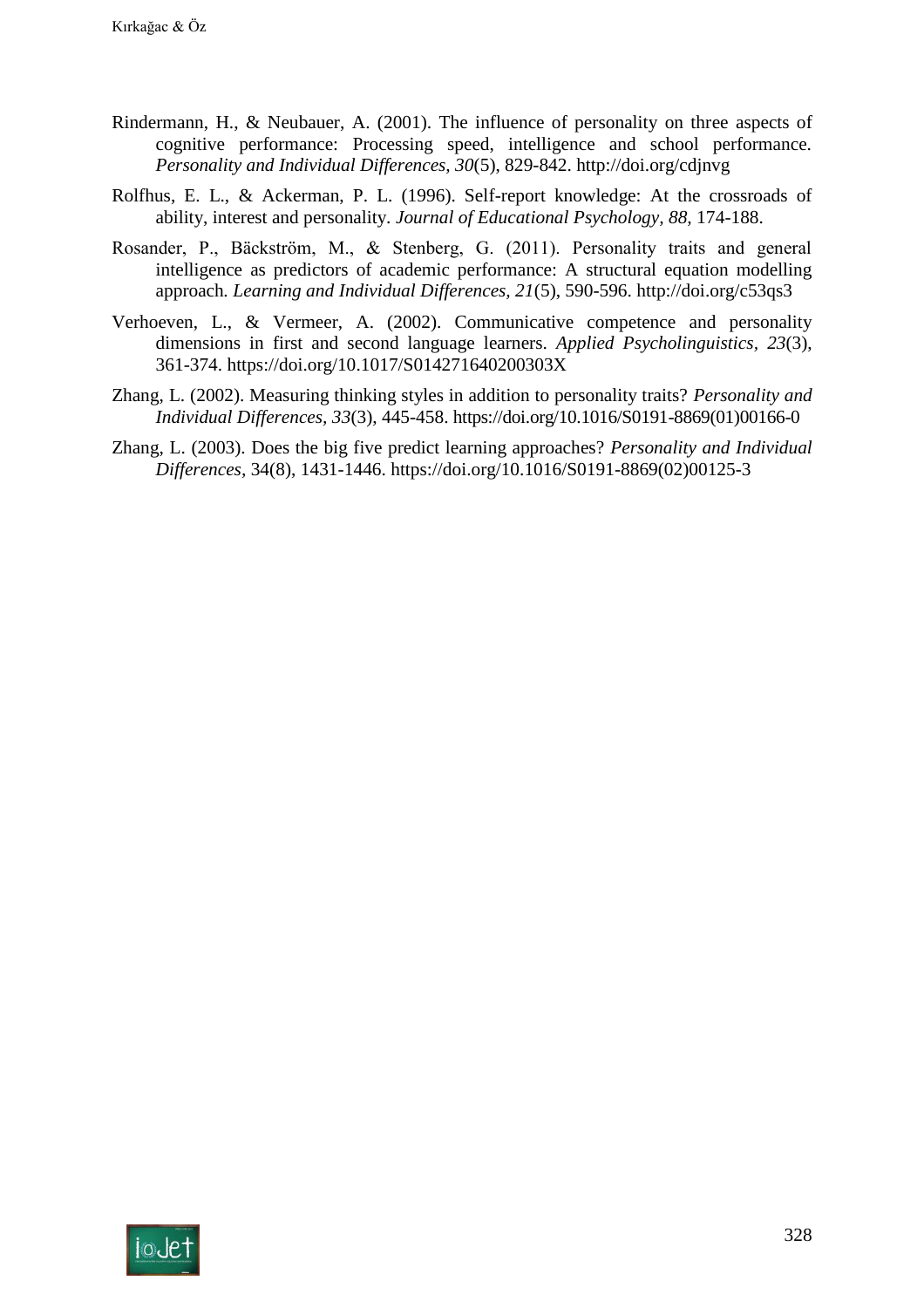Rindermann, H., & Neubauer, A. (2001). The influence of personality on three aspects of cognitive performance: Processing speed, intelligence and school performance. *Personality and Individual Differences, 30*(5), 829-842. http://doi.org/cdjnvg

Rolfhus, E. L., & Ackerman, P. L. (1996). Self-report knowledge: At the crossroads of ability, interest and personality. *Journal of Educational Psychology*, *88,* 174-188.

Rosander, P., Bäckström, M., & Stenberg, G. (2011). Personality traits and general intelligence as predictors of academic performance: A structural equation modelling approach. *Learning and Individual Differences, 21*(5), 590-596. http://doi.org/c53qs3

Verhoeven, L., & Vermeer, A. (2002). Communicative competence and personality dimensions in first and second language learners. *Applied Psycholinguistics*, *23*(3), 361-374. https://doi.org/10.1017/S014271640200303X

Zhang, L. (2002). Measuring thinking styles in addition to personality traits? *Personality and Individual Differences*, *33*(3), 445-458. https://doi.org/10.1016/S0191-8869(01)00166-0

Zhang, L. (2003). Does the big five predict learning approaches? *Personality and Individual Differences,* 34(8), 1431-1446. https://doi.org/10.1016/S0191-8869(02)00125-3